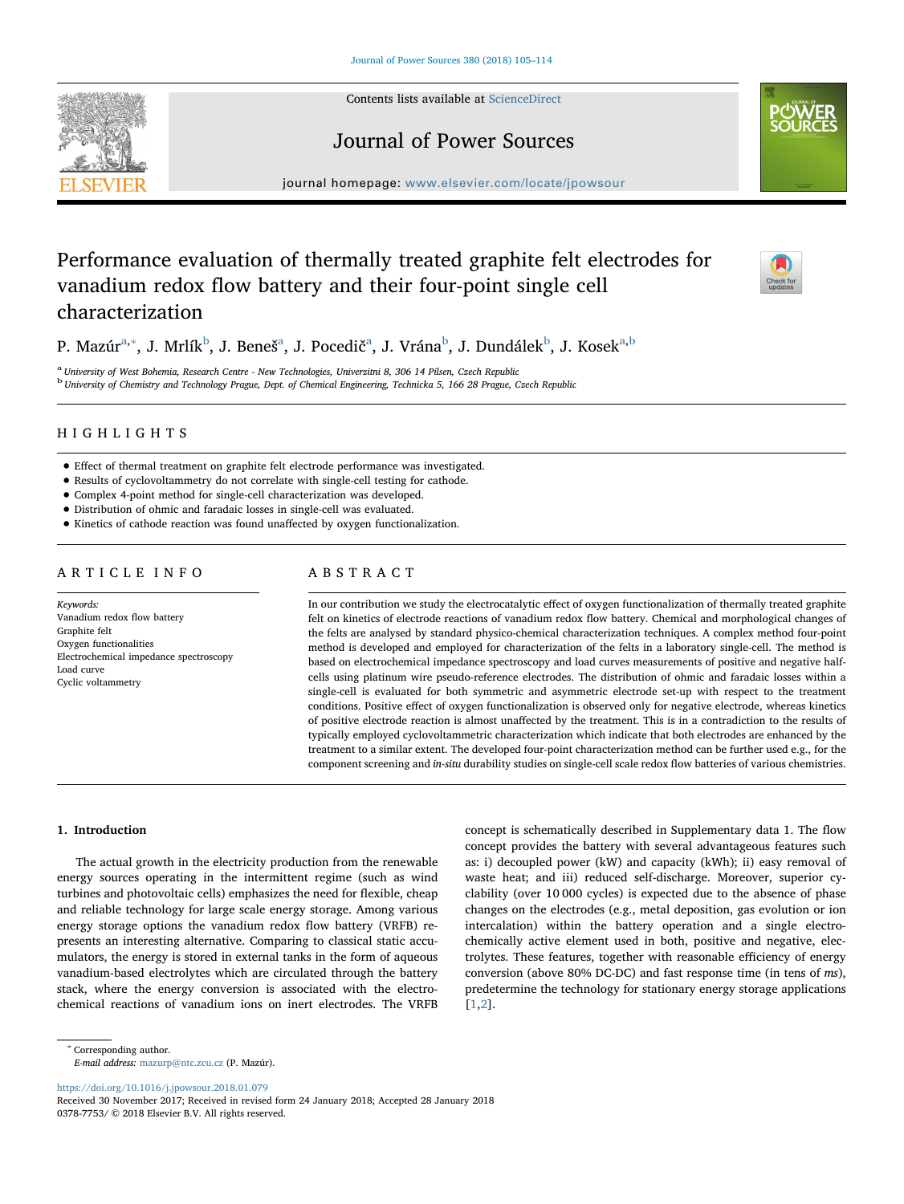# Performance evaluation of thermally treated graphite felt electrodes for vanadium redox flow battery and their four-point single cell characterization

P. Mazúr[a,*], J. Mrlík[b], J. Beneš[a], J. Pocedič[a], J. Vrána[b], J. Dundálek[b], J. Kosek[a,b]

[a] University of West Bohemia, Research Centre - New Technologies, Univerzitni 8, 306 14 Pilsen, Czech Republic
[b] University of Chemistry and Technology Prague, Dept. of Chemical Engineering, Technicka 5, 166 28 Prague, Czech Republic

## HIGHLIGHTS

- Effect of thermal treatment on graphite felt electrode performance was investigated.
- Results of cyclovoltammetry do not correlate with single-cell testing for cathode.
- Complex 4-point method for single-cell characterization was developed.
- Distribution of ohmic and faradaic losses in single-cell was evaluated.
- Kinetics of cathode reaction was found unaffected by oxygen functionalization.

## ARTICLE INFO

*Keywords:*
Vanadium redox flow battery
Graphite felt
Oxygen functionalities
Electrochemical impedance spectroscopy
Load curve
Cyclic voltammetry

## ABSTRACT

In our contribution we study the electrocatalytic effect of oxygen functionalization of thermally treated graphite felt on kinetics of electrode reactions of vanadium redox flow battery. Chemical and morphological changes of the felts are analysed by standard physico-chemical characterization techniques. A complex method four-point method is developed and employed for characterization of the felts in a laboratory single-cell. The method is based on electrochemical impedance spectroscopy and load curves measurements of positive and negative half-cells using platinum wire pseudo-reference electrodes. The distribution of ohmic and faradaic losses within a single-cell is evaluated for both symmetric and asymmetric electrode set-up with respect to the treatment conditions. Positive effect of oxygen functionalization is observed only for negative electrode, whereas kinetics of positive electrode reaction is almost unaffected by the treatment. This is in a contradiction to the results of typically employed cyclovoltammetric characterization which indicate that both electrodes are enhanced by the treatment to a similar extent. The developed four-point characterization method can be further used e.g., for the component screening and *in-situ* durability studies on single-cell scale redox flow batteries of various chemistries.

## 1. Introduction

The actual growth in the electricity production from the renewable energy sources operating in the intermittent regime (such as wind turbines and photovoltaic cells) emphasizes the need for flexible, cheap and reliable technology for large scale energy storage. Among various energy storage options the vanadium redox flow battery (VRFB) represents an interesting alternative. Comparing to classical static accumulators, the energy is stored in external tanks in the form of aqueous vanadium-based electrolytes which are circulated through the battery stack, where the energy conversion is associated with the electrochemical reactions of vanadium ions on inert electrodes. The VRFB concept is schematically described in Supplementary data 1. The flow concept provides the battery with several advantageous features such as: i) decoupled power (kW) and capacity (kWh); ii) easy removal of waste heat; and iii) reduced self-discharge. Moreover, superior cyclability (over 10 000 cycles) is expected due to the absence of phase changes on the electrodes (e.g., metal deposition, gas evolution or ion intercalation) within the battery operation and a single electrochemically active element used in both, positive and negative, electrolytes. These features, together with reasonable efficiency of energy conversion (above 80% DC-DC) and fast response time (in tens of *ms*), predetermine the technology for stationary energy storage applications [1,2].

* Corresponding author.
*E-mail address:* mazurp@ntc.zcu.cz (P. Mazúr).

https://doi.org/10.1016/j.jpowsour.2018.01.079
Received 30 November 2017; Received in revised form 24 January 2018; Accepted 28 January 2018
0378-7753/ © 2018 Elsevier B.V. All rights reserved.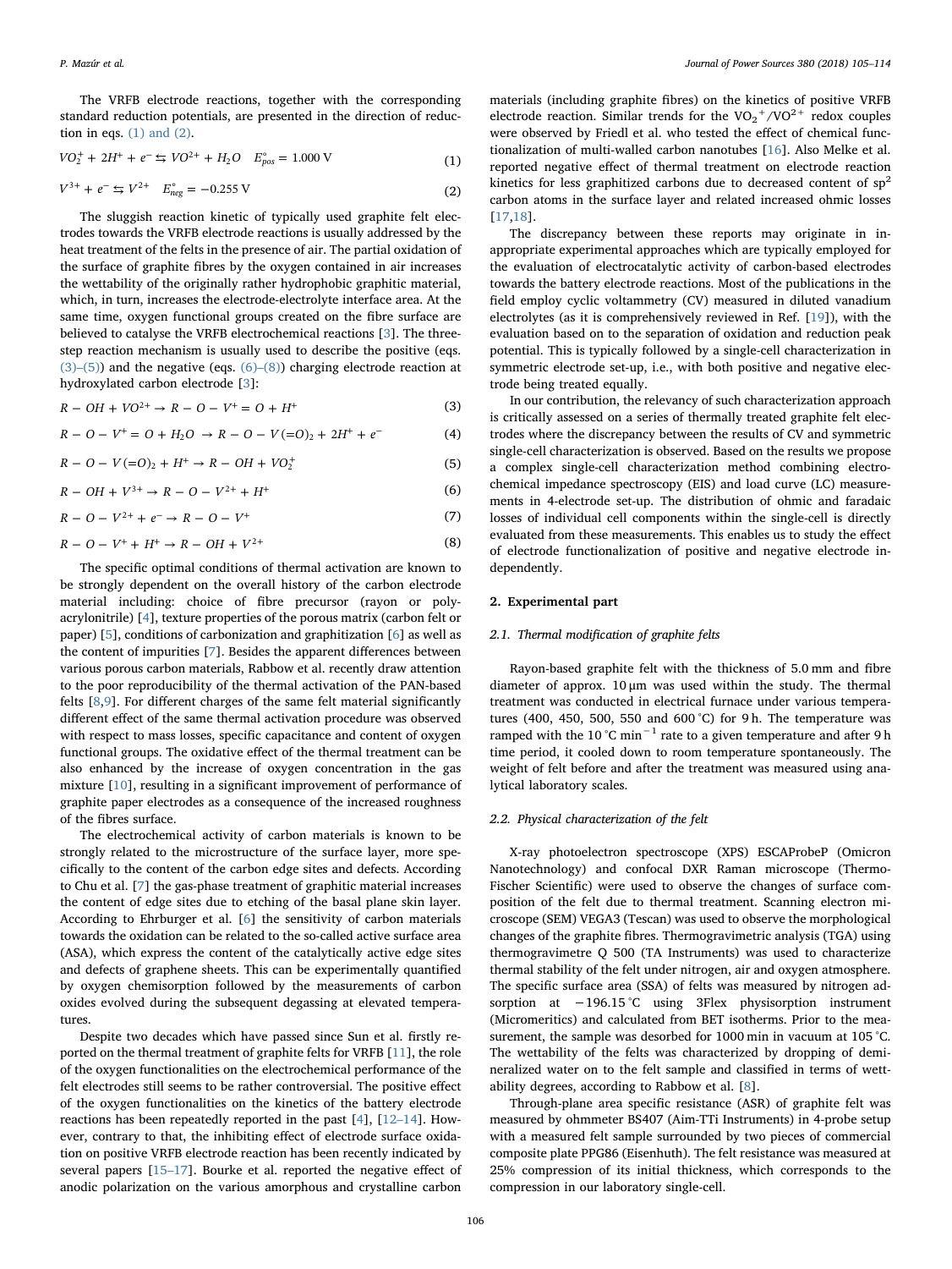The VRFB electrode reactions, together with the corresponding standard reduction potentials, are presented in the direction of reduction in eqs. (1) and (2).

$$VO_2^+ + 2H^+ + e^- \leftrightarrows VO^{2+} + H_2O \quad E^\circ_{pos} = 1.000\ \text{V} \tag{1}$$

$$V^{3+} + e^- \leftrightarrows V^{2+} \quad E^\circ_{neg} = -0.255\ \text{V} \tag{2}$$

The sluggish reaction kinetic of typically used graphite felt electrodes towards the VRFB electrode reactions is usually addressed by the heat treatment of the felts in the presence of air. The partial oxidation of the surface of graphite fibres by the oxygen contained in air increases the wettability of the originally rather hydrophobic graphitic material, which, in turn, increases the electrode-electrolyte interface area. At the same time, oxygen functional groups created on the fibre surface are believed to catalyse the VRFB electrochemical reactions [3]. The three-step reaction mechanism is usually used to describe the positive (eqs. (3)–(5)) and the negative (eqs. (6)–(8)) charging electrode reaction at hydroxylated carbon electrode [3]:

$$R - OH + VO^{2+} \rightarrow R - O - V^{+} = O + H^{+} \tag{3}$$

$$R - O - V^{+} = O + H_2O \rightarrow R - O - V(=O)_2 + 2H^{+} + e^{-} \tag{4}$$

$$R - O - V(=O)_2 + H^{+} \rightarrow R - OH + VO_2^{+} \tag{5}$$

$$R - OH + V^{3+} \rightarrow R - O - V^{2+} + H^{+} \tag{6}$$

$$R - O - V^{2+} + e^{-} \rightarrow R - O - V^{+} \tag{7}$$

$$R - O - V^{+} + H^{+} \rightarrow R - OH + V^{2+} \tag{8}$$

The specific optimal conditions of thermal activation are known to be strongly dependent on the overall history of the carbon electrode material including: choice of fibre precursor (rayon or polyacrylonitrile) [4], texture properties of the porous matrix (carbon felt or paper) [5], conditions of carbonization and graphitization [6] as well as the content of impurities [7]. Besides the apparent differences between various porous carbon materials, Rabbow et al. recently draw attention to the poor reproducibility of the thermal activation of the PAN-based felts [8,9]. For different charges of the same felt material significantly different effect of the same thermal activation procedure was observed with respect to mass losses, specific capacitance and content of oxygen functional groups. The oxidative effect of the thermal treatment can be also enhanced by the increase of oxygen concentration in the gas mixture [10], resulting in a significant improvement of performance of graphite paper electrodes as a consequence of the increased roughness of the fibres surface.

The electrochemical activity of carbon materials is known to be strongly related to the microstructure of the surface layer, more specifically to the content of the carbon edge sites and defects. According to Chu et al. [7] the gas-phase treatment of graphitic material increases the content of edge sites due to etching of the basal plane skin layer. According to Ehrburger et al. [6] the sensitivity of carbon materials towards the oxidation can be related to the so-called active surface area (ASA), which express the content of the catalytically active edge sites and defects of graphene sheets. This can be experimentally quantified by oxygen chemisorption followed by the measurements of carbon oxides evolved during the subsequent degassing at elevated temperatures.

Despite two decades which have passed since Sun et al. firstly reported on the thermal treatment of graphite felts for VRFB [11], the role of the oxygen functionalities on the electrochemical performance of the felt electrodes still seems to be rather controversial. The positive effect of the oxygen functionalities on the kinetics of the battery electrode reactions has been repeatedly reported in the past [4], [12–14]. However, contrary to that, the inhibiting effect of electrode surface oxidation on positive VRFB electrode reaction has been recently indicated by several papers [15–17]. Bourke et al. reported the negative effect of anodic polarization on the various amorphous and crystalline carbon materials (including graphite fibres) on the kinetics of positive VRFB electrode reaction. Similar trends for the $VO_2^+/VO^{2+}$ redox couples were observed by Friedl et al. who tested the effect of chemical functionalization of multi-walled carbon nanotubes [16]. Also Melke et al. reported negative effect of thermal treatment on electrode reaction kinetics for less graphitized carbons due to decreased content of $sp^2$ carbon atoms in the surface layer and related increased ohmic losses [17,18].

The discrepancy between these reports may originate in inappropriate experimental approaches which are typically employed for the evaluation of electrocatalytic activity of carbon-based electrodes towards the battery electrode reactions. Most of the publications in the field employ cyclic voltammetry (CV) measured in diluted vanadium electrolytes (as it is comprehensively reviewed in Ref. [19]), with the evaluation based on to the separation of oxidation and reduction peak potential. This is typically followed by a single-cell characterization in symmetric electrode set-up, i.e., with both positive and negative electrode being treated equally.

In our contribution, the relevancy of such characterization approach is critically assessed on a series of thermally treated graphite felt electrodes where the discrepancy between the results of CV and symmetric single-cell characterization is observed. Based on the results we propose a complex single-cell characterization method combining electrochemical impedance spectroscopy (EIS) and load curve (LC) measurements in 4-electrode set-up. The distribution of ohmic and faradaic losses of individual cell components within the single-cell is directly evaluated from these measurements. This enables us to study the effect of electrode functionalization of positive and negative electrode independently.

## 2. Experimental part

### 2.1. Thermal modification of graphite felts

Rayon-based graphite felt with the thickness of 5.0 mm and fibre diameter of approx. 10 μm was used within the study. The thermal treatment was conducted in electrical furnace under various temperatures (400, 450, 500, 550 and 600 °C) for 9 h. The temperature was ramped with the 10 °C $\text{min}^{-1}$ rate to a given temperature and after 9 h time period, it cooled down to room temperature spontaneously. The weight of felt before and after the treatment was measured using analytical laboratory scales.

### 2.2. Physical characterization of the felt

X-ray photoelectron spectroscope (XPS) ESCAProbeP (Omicron Nanotechnology) and confocal DXR Raman microscope (Thermo-Fischer Scientific) were used to observe the changes of surface composition of the felt due to thermal treatment. Scanning electron microscope (SEM) VEGA3 (Tescan) was used to observe the morphological changes of the graphite fibres. Thermogravimetric analysis (TGA) using thermogravimetre Q 500 (TA Instruments) was used to characterize thermal stability of the felt under nitrogen, air and oxygen atmosphere. The specific surface area (SSA) of felts was measured by nitrogen adsorption at −196.15 °C using 3Flex physisorption instrument (Micromeritics) and calculated from BET isotherms. Prior to the measurement, the sample was desorbed for 1000 min in vacuum at 105 °C. The wettability of the felts was characterized by dropping of demineralized water on to the felt sample and classified in terms of wettability degrees, according to Rabbow et al. [8].

Through-plane area specific resistance (ASR) of graphite felt was measured by ohmmeter BS407 (Aim-TTi Instruments) in 4-probe setup with a measured felt sample surrounded by two pieces of commercial composite plate PPG86 (Eisenhuth). The felt resistance was measured at 25% compression of its initial thickness, which corresponds to the compression in our laboratory single-cell.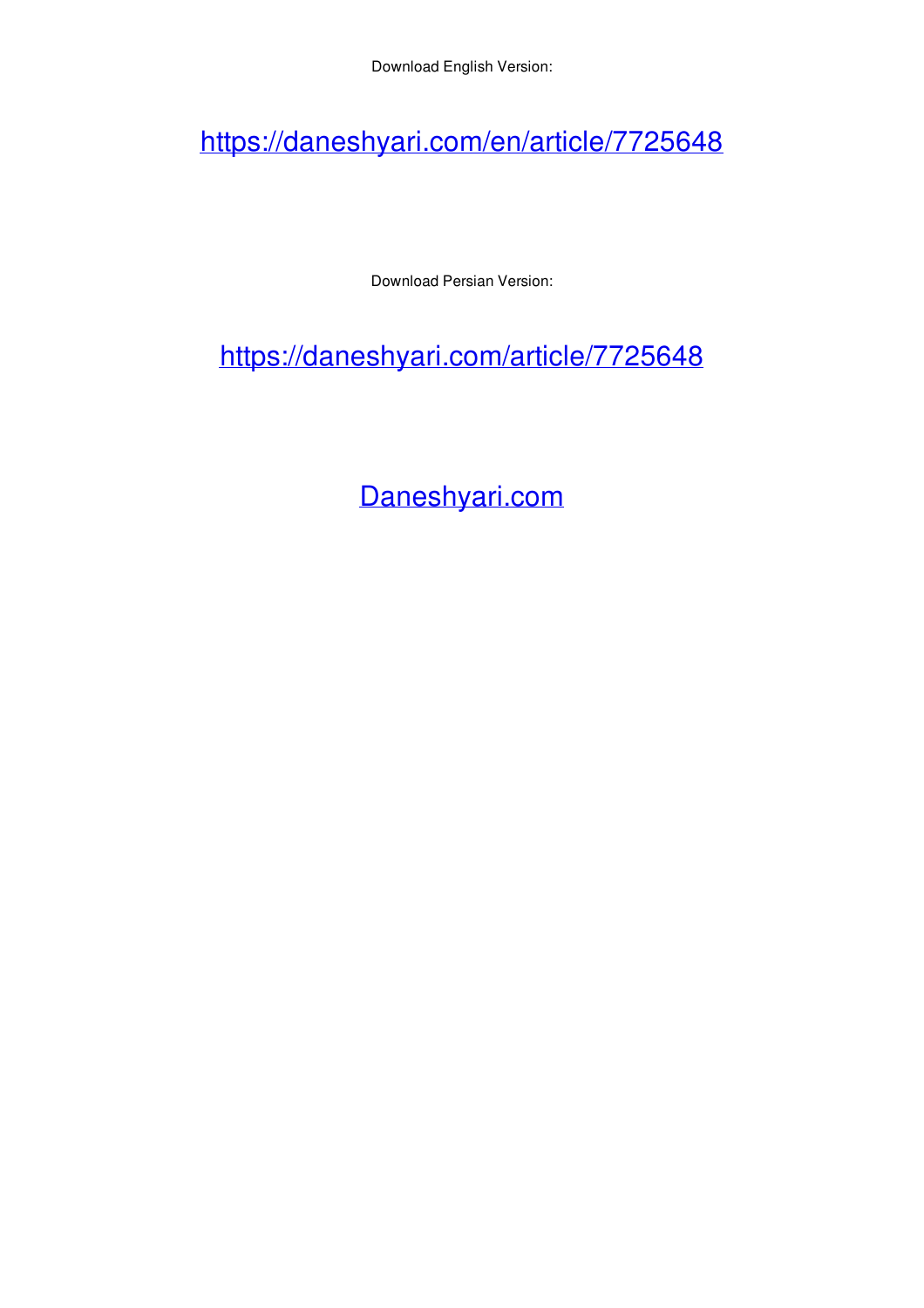Download English Version:

[https://daneshyari.com/en/article/7725648](https://daneshyari.com/en/article/7725648)

Download Persian Version:

[https://daneshyari.com/article/7725648](https://daneshyari.com/article/7725648)

[Daneshyari.com](https://daneshyari.com)